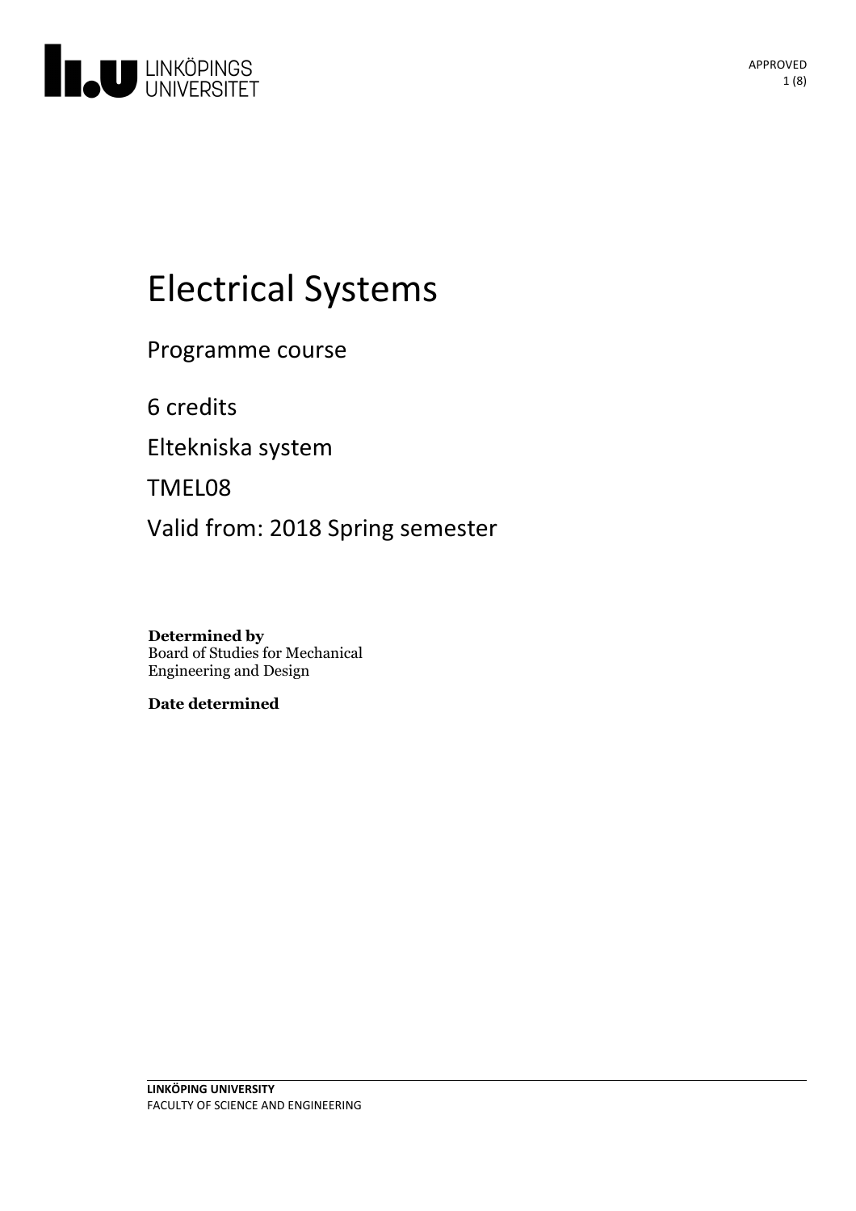# Electrical Systems

Programme course

6 credits

Eltekniska system

TMEL08

Valid from: 2018 Spring semester

**Determined by**
Board of Studies for Mechanical Engineering and Design

**Date determined**

**LINKÖPING UNIVERSITY**
FACULTY OF SCIENCE AND ENGINEERING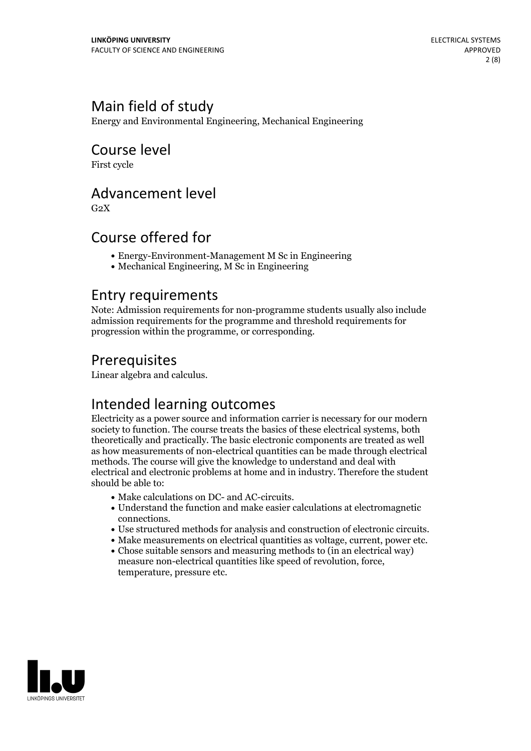## Main field of study

Energy and Environmental Engineering, Mechanical Engineering

## Course level

First cycle

## Advancement level

G2X

## Course offered for

- Energy-Environment-Management M Sc in Engineering
- Mechanical Engineering, M Sc in Engineering

## Entry requirements

Note: Admission requirements for non-programme students usually also include admission requirements for the programme and threshold requirements for progression within the programme, or corresponding.

## Prerequisites

Linear algebra and calculus.

## Intended learning outcomes

Electricity as a power source and information carrier is necessary for our modern society to function. The course treats the basics of these electrical systems, both theoretically and practically. The basic electronic components are treated as well as how measurements of non-electrical quantities can be made through electrical methods. The course will give the knowledge to understand and deal with electrical and electronic problems at home and in industry. Therefore the student should be able to:

- Make calculations on DC- and AC-circuits.
- Understand the function and make easier calculations at electromagnetic connections.
- Use structured methods for analysis and construction of electronic circuits.
- Make measurements on electrical quantities as voltage, current, power etc.
- Chose suitable sensors and measuring methods to (in an electrical way) measure non-electrical quantities like speed of revolution, force, temperature, pressure etc.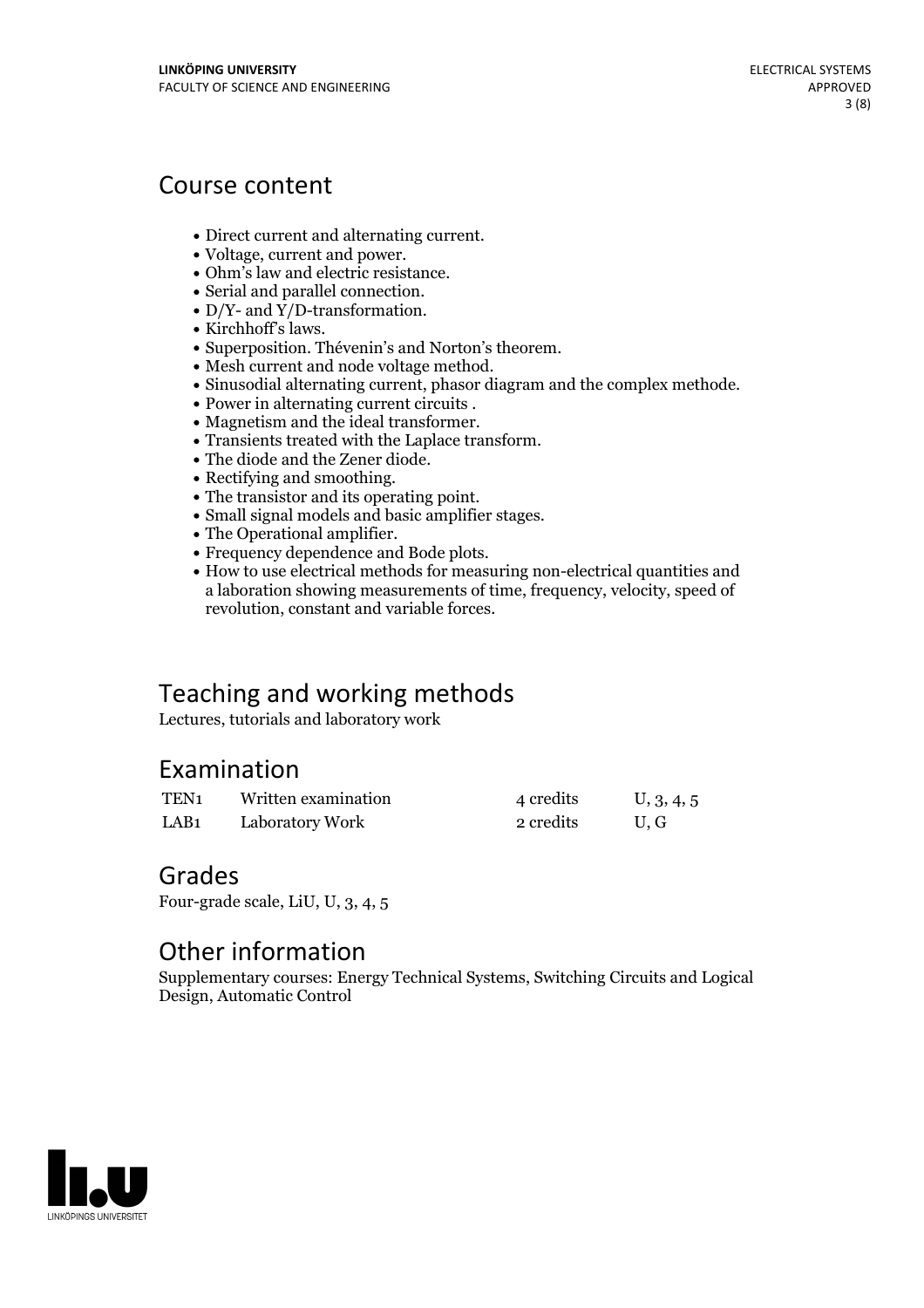# Course content

- Direct current and alternating current.
- Voltage, current and power.
- Ohm's law and electric resistance.
- Serial and parallel connection.
- D/Y- and Y/D-transformation.
- Kirchhoff's laws.
- Superposition. Thévenin's and Norton's theorem.
- Mesh current and node voltage method.
- Sinusodial alternating current, phasor diagram and the complex methode.
- Power in alternating current circuits .
- Magnetism and the ideal transformer.
- Transients treated with the Laplace transform.
- The diode and the Zener diode.
- Rectifying and smoothing.
- The transistor and its operating point.
- Small signal models and basic amplifier stages.
- The Operational amplifier.
- Frequency dependence and Bode plots.
- How to use electrical methods for measuring non-electrical quantities and a laboration showing measurements of time, frequency, velocity, speed of revolution, constant and variable forces.

# Teaching and working methods

Lectures, tutorials and laboratory work

# Examination

| | | | |
|---|---|---|---|
| TEN1 | Written examination | 4 credits | U, 3, 4, 5 |
| LAB1 | Laboratory Work | 2 credits | U, G |

# Grades

Four-grade scale, LiU, U, 3, 4, 5

# Other information

Supplementary courses: Energy Technical Systems, Switching Circuits and Logical Design, Automatic Control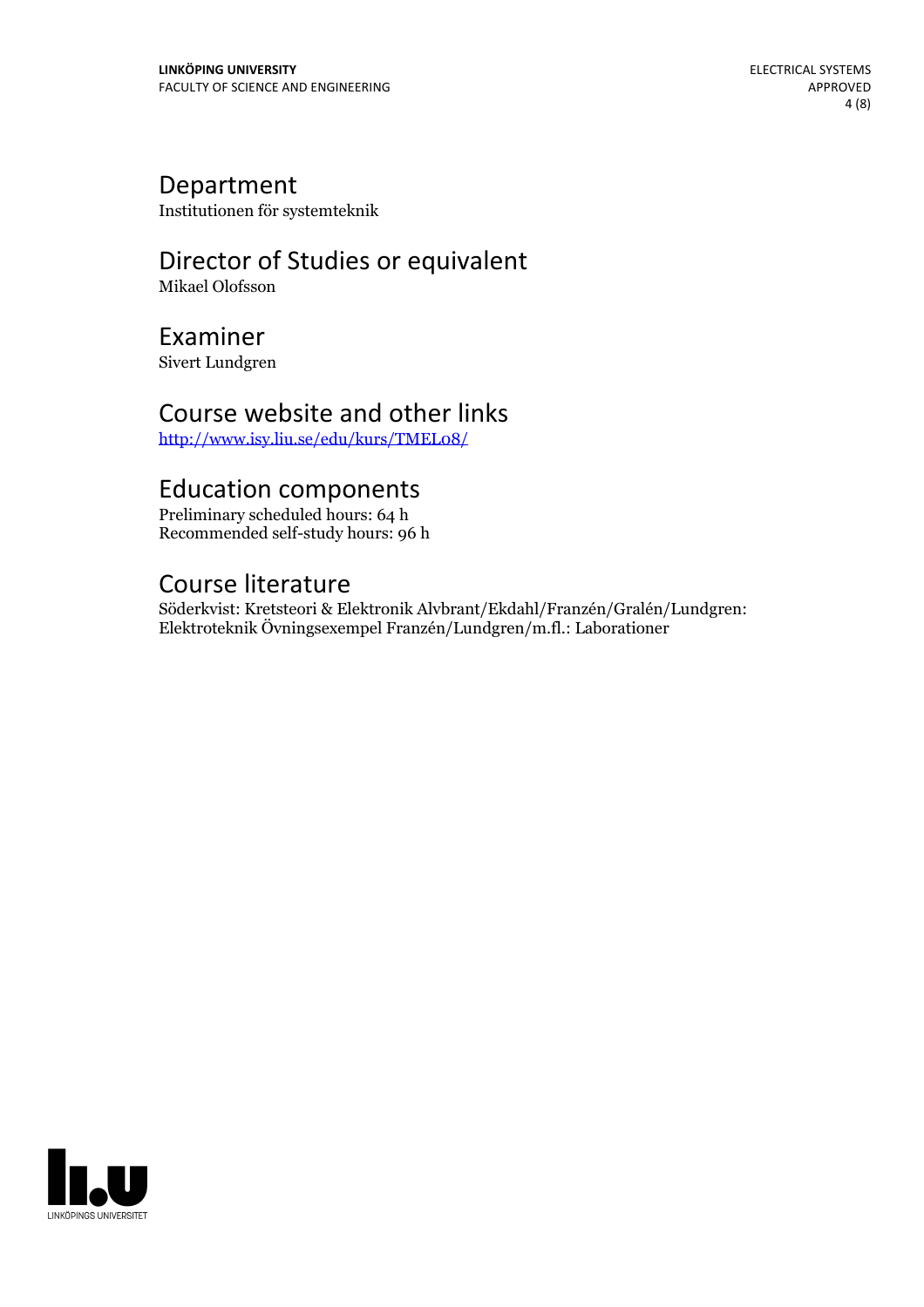## Department

Institutionen för systemteknik

## Director of Studies or equivalent

Mikael Olofsson

## Examiner

Sivert Lundgren

## Course website and other links

http://www.isy.liu.se/edu/kurs/TMEL08/

## Education components

Preliminary scheduled hours: 64 h
Recommended self-study hours: 96 h

## Course literature

Söderkvist: Kretsteori & Elektronik Alvbrant/Ekdahl/Franzén/Gralén/Lundgren: Elektroteknik Övningsexempel Franzén/Lundgren/m.fl.: Laborationer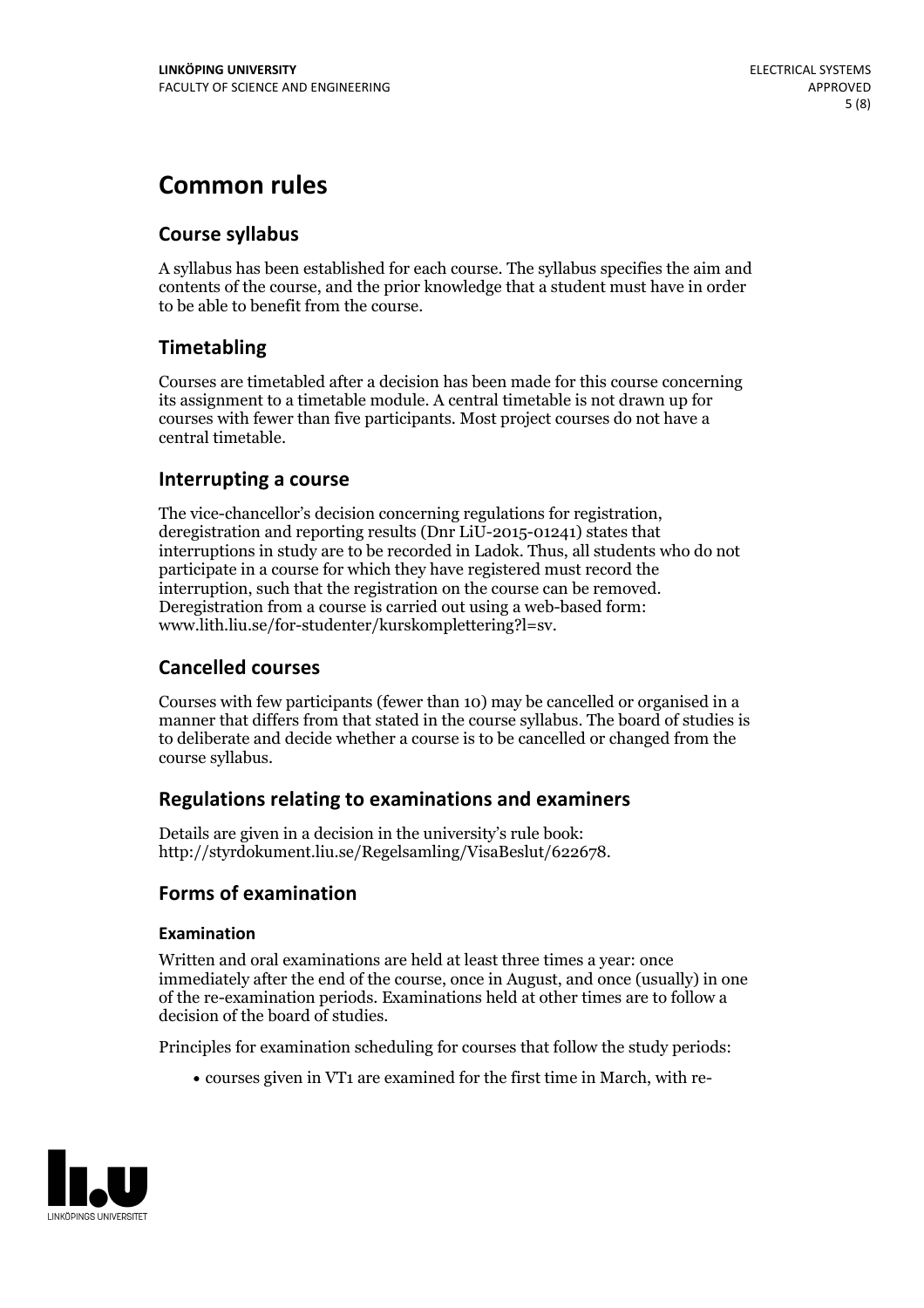# Common rules

## Course syllabus

A syllabus has been established for each course. The syllabus specifies the aim and contents of the course, and the prior knowledge that a student must have in order to be able to benefit from the course.

## Timetabling

Courses are timetabled after a decision has been made for this course concerning its assignment to a timetable module. A central timetable is not drawn up for courses with fewer than five participants. Most project courses do not have a central timetable.

## Interrupting a course

The vice-chancellor's decision concerning regulations for registration, deregistration and reporting results (Dnr LiU-2015-01241) states that interruptions in study are to be recorded in Ladok. Thus, all students who do not participate in a course for which they have registered must record the interruption, such that the registration on the course can be removed. Deregistration from a course is carried out using a web-based form: www.lith.liu.se/for-studenter/kurskomplettering?l=sv.

## Cancelled courses

Courses with few participants (fewer than 10) may be cancelled or organised in a manner that differs from that stated in the course syllabus. The board of studies is to deliberate and decide whether a course is to be cancelled or changed from the course syllabus.

## Regulations relating to examinations and examiners

Details are given in a decision in the university's rule book: http://styrdokument.liu.se/Regelsamling/VisaBeslut/622678.

## Forms of examination

### Examination

Written and oral examinations are held at least three times a year: once immediately after the end of the course, once in August, and once (usually) in one of the re-examination periods. Examinations held at other times are to follow a decision of the board of studies.

Principles for examination scheduling for courses that follow the study periods:

- courses given in VT1 are examined for the first time in March, with re-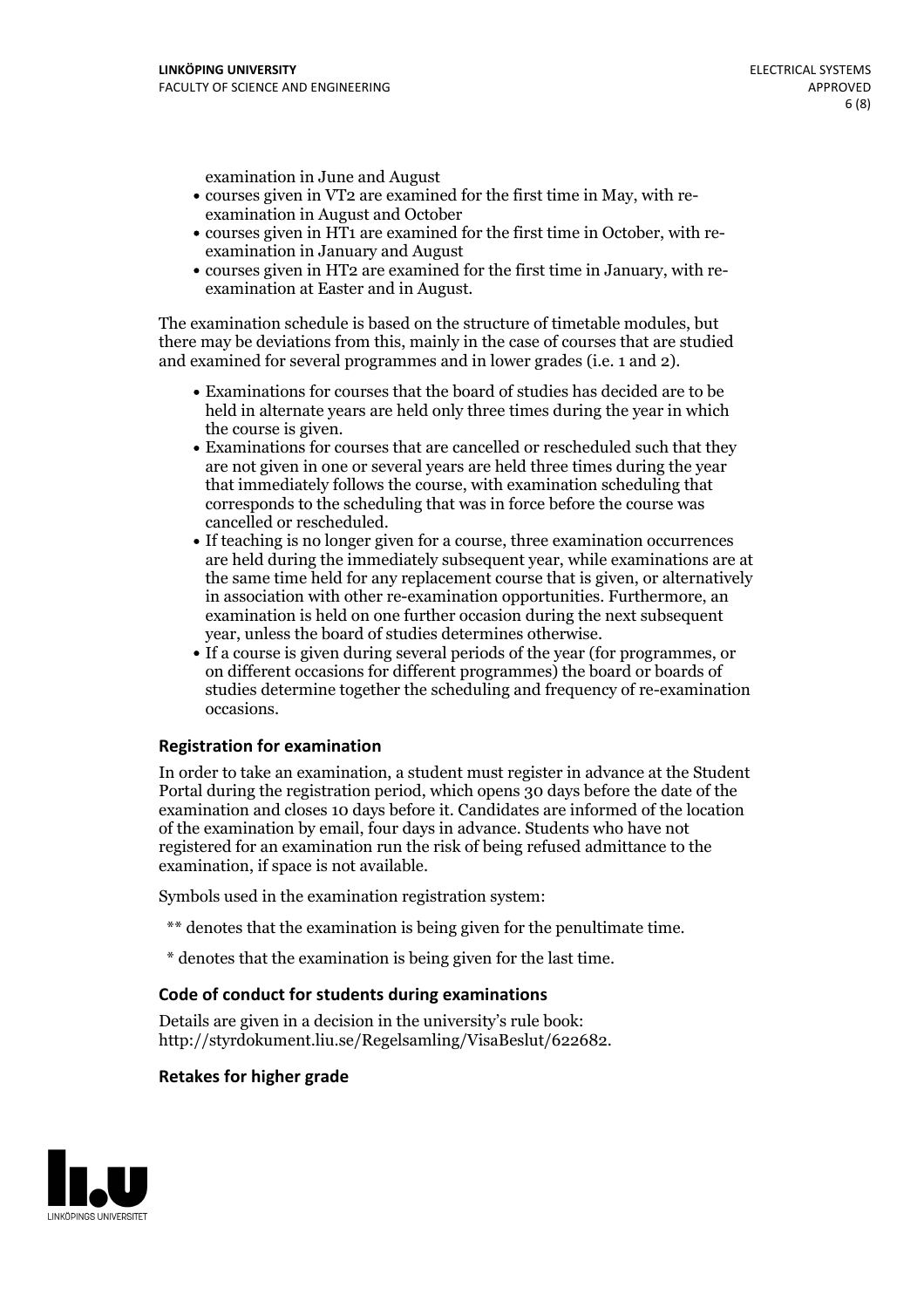examination in June and August

- courses given in VT2 are examined for the first time in May, with re-examination in August and October
- courses given in HT1 are examined for the first time in October, with re-examination in January and August
- courses given in HT2 are examined for the first time in January, with re-examination at Easter and in August.

The examination schedule is based on the structure of timetable modules, but there may be deviations from this, mainly in the case of courses that are studied and examined for several programmes and in lower grades (i.e. 1 and 2).

- Examinations for courses that the board of studies has decided are to be held in alternate years are held only three times during the year in which the course is given.
- Examinations for courses that are cancelled or rescheduled such that they are not given in one or several years are held three times during the year that immediately follows the course, with examination scheduling that corresponds to the scheduling that was in force before the course was cancelled or rescheduled.
- If teaching is no longer given for a course, three examination occurrences are held during the immediately subsequent year, while examinations are at the same time held for any replacement course that is given, or alternatively in association with other re-examination opportunities. Furthermore, an examination is held on one further occasion during the next subsequent year, unless the board of studies determines otherwise.
- If a course is given during several periods of the year (for programmes, or on different occasions for different programmes) the board or boards of studies determine together the scheduling and frequency of re-examination occasions.

### Registration for examination

In order to take an examination, a student must register in advance at the Student Portal during the registration period, which opens 30 days before the date of the examination and closes 10 days before it. Candidates are informed of the location of the examination by email, four days in advance. Students who have not registered for an examination run the risk of being refused admittance to the examination, if space is not available.

Symbols used in the examination registration system:

** denotes that the examination is being given for the penultimate time.

* denotes that the examination is being given for the last time.

### Code of conduct for students during examinations

Details are given in a decision in the university's rule book: http://styrdokument.liu.se/Regelsamling/VisaBeslut/622682.

### Retakes for higher grade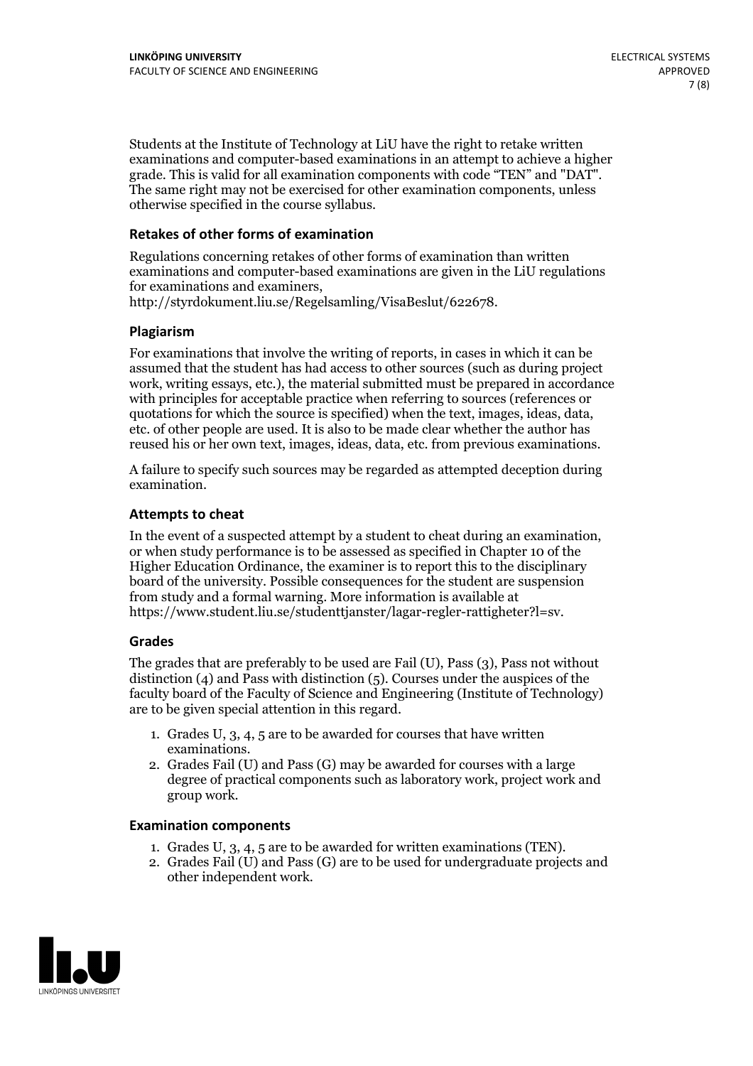Students at the Institute of Technology at LiU have the right to retake written examinations and computer-based examinations in an attempt to achieve a higher grade. This is valid for all examination components with code "TEN" and "DAT". The same right may not be exercised for other examination components, unless otherwise specified in the course syllabus.

### Retakes of other forms of examination

Regulations concerning retakes of other forms of examination than written examinations and computer-based examinations are given in the LiU regulations for examinations and examiners, http://styrdokument.liu.se/Regelsamling/VisaBeslut/622678.

### Plagiarism

For examinations that involve the writing of reports, in cases in which it can be assumed that the student has had access to other sources (such as during project work, writing essays, etc.), the material submitted must be prepared in accordance with principles for acceptable practice when referring to sources (references or quotations for which the source is specified) when the text, images, ideas, data, etc. of other people are used. It is also to be made clear whether the author has reused his or her own text, images, ideas, data, etc. from previous examinations.

A failure to specify such sources may be regarded as attempted deception during examination.

### Attempts to cheat

In the event of a suspected attempt by a student to cheat during an examination, or when study performance is to be assessed as specified in Chapter 10 of the Higher Education Ordinance, the examiner is to report this to the disciplinary board of the university. Possible consequences for the student are suspension from study and a formal warning. More information is available at https://www.student.liu.se/studenttjanster/lagar-regler-rattigheter?l=sv.

### Grades

The grades that are preferably to be used are Fail (U), Pass (3), Pass not without distinction (4) and Pass with distinction (5). Courses under the auspices of the faculty board of the Faculty of Science and Engineering (Institute of Technology) are to be given special attention in this regard.

1. Grades U, 3, 4, 5 are to be awarded for courses that have written examinations.
2. Grades Fail (U) and Pass (G) may be awarded for courses with a large degree of practical components such as laboratory work, project work and group work.

### Examination components

1. Grades U, 3, 4, 5 are to be awarded for written examinations (TEN).
2. Grades Fail (U) and Pass (G) are to be used for undergraduate projects and other independent work.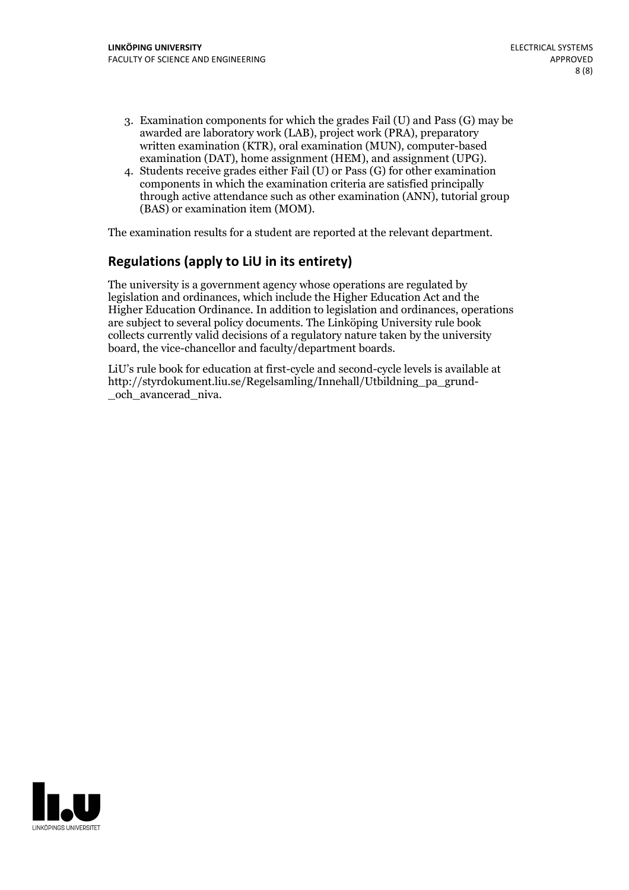3. Examination components for which the grades Fail (U) and Pass (G) may be awarded are laboratory work (LAB), project work (PRA), preparatory written examination (KTR), oral examination (MUN), computer-based examination (DAT), home assignment (HEM), and assignment (UPG).
4. Students receive grades either Fail (U) or Pass (G) for other examination components in which the examination criteria are satisfied principally through active attendance such as other examination (ANN), tutorial group (BAS) or examination item (MOM).

The examination results for a student are reported at the relevant department.

## Regulations (apply to LiU in its entirety)

The university is a government agency whose operations are regulated by legislation and ordinances, which include the Higher Education Act and the Higher Education Ordinance. In addition to legislation and ordinances, operations are subject to several policy documents. The Linköping University rule book collects currently valid decisions of a regulatory nature taken by the university board, the vice-chancellor and faculty/department boards.

LiU's rule book for education at first-cycle and second-cycle levels is available at http://styrdokument.liu.se/Regelsamling/Innehall/Utbildning_pa_grund-_och_avancerad_niva.